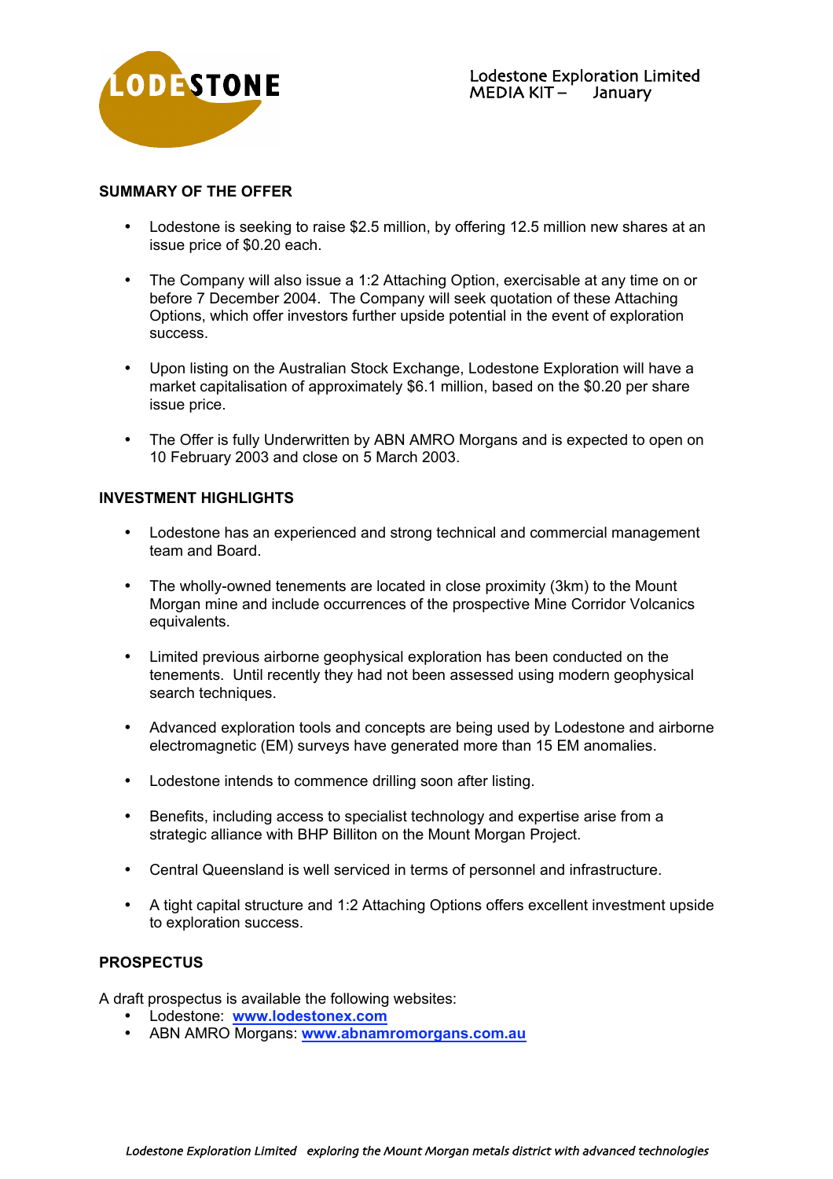Lodestone Exploration Limited
MEDIA KIT – January

## SUMMARY OF THE OFFER

- Lodestone is seeking to raise $2.5 million, by offering 12.5 million new shares at an issue price of $0.20 each.
- The Company will also issue a 1:2 Attaching Option, exercisable at any time on or before 7 December 2004. The Company will seek quotation of these Attaching Options, which offer investors further upside potential in the event of exploration success.
- Upon listing on the Australian Stock Exchange, Lodestone Exploration will have a market capitalisation of approximately $6.1 million, based on the $0.20 per share issue price.
- The Offer is fully Underwritten by ABN AMRO Morgans and is expected to open on 10 February 2003 and close on 5 March 2003.

## INVESTMENT HIGHLIGHTS

- Lodestone has an experienced and strong technical and commercial management team and Board.
- The wholly-owned tenements are located in close proximity (3km) to the Mount Morgan mine and include occurrences of the prospective Mine Corridor Volcanics equivalents.
- Limited previous airborne geophysical exploration has been conducted on the tenements. Until recently they had not been assessed using modern geophysical search techniques.
- Advanced exploration tools and concepts are being used by Lodestone and airborne electromagnetic (EM) surveys have generated more than 15 EM anomalies.
- Lodestone intends to commence drilling soon after listing.
- Benefits, including access to specialist technology and expertise arise from a strategic alliance with BHP Billiton on the Mount Morgan Project.
- Central Queensland is well serviced in terms of personnel and infrastructure.
- A tight capital structure and 1:2 Attaching Options offers excellent investment upside to exploration success.

## PROSPECTUS

A draft prospectus is available the following websites:

- Lodestone: **www.lodestonex.com**
- ABN AMRO Morgans: **www.abnamromorgans.com.au**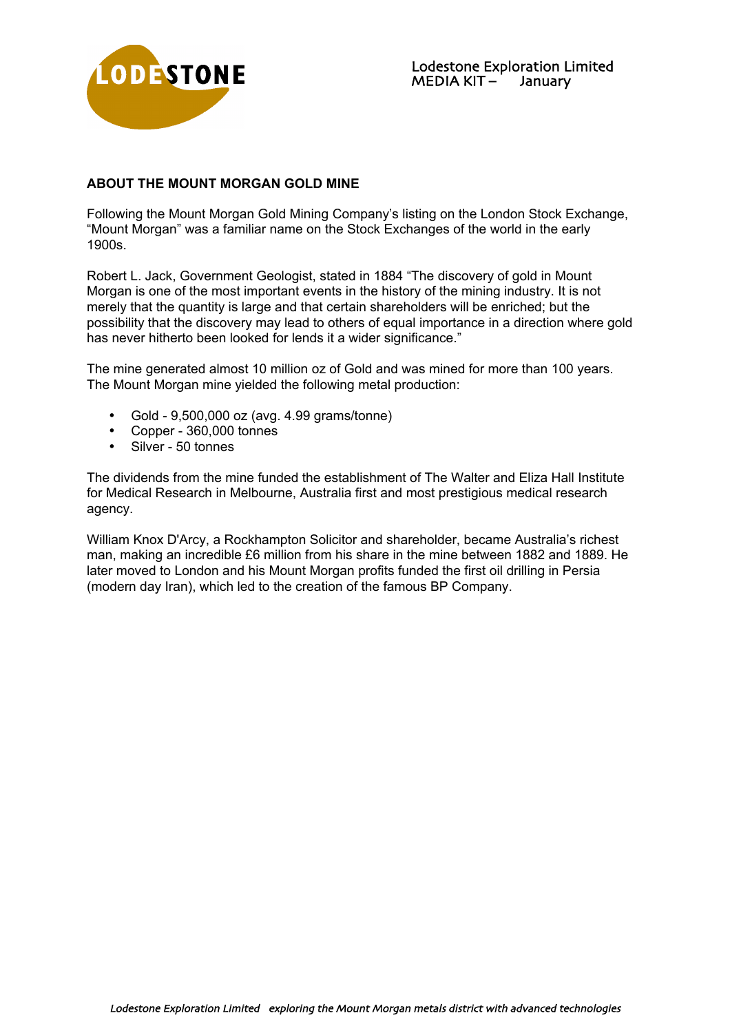## ABOUT THE MOUNT MORGAN GOLD MINE

Following the Mount Morgan Gold Mining Company's listing on the London Stock Exchange, "Mount Morgan" was a familiar name on the Stock Exchanges of the world in the early 1900s.

Robert L. Jack, Government Geologist, stated in 1884 "The discovery of gold in Mount Morgan is one of the most important events in the history of the mining industry. It is not merely that the quantity is large and that certain shareholders will be enriched; but the possibility that the discovery may lead to others of equal importance in a direction where gold has never hitherto been looked for lends it a wider significance."

The mine generated almost 10 million oz of Gold and was mined for more than 100 years. The Mount Morgan mine yielded the following metal production:

- Gold - 9,500,000 oz (avg. 4.99 grams/tonne)
- Copper - 360,000 tonnes
- Silver - 50 tonnes

The dividends from the mine funded the establishment of The Walter and Eliza Hall Institute for Medical Research in Melbourne, Australia first and most prestigious medical research agency.

William Knox D'Arcy, a Rockhampton Solicitor and shareholder, became Australia's richest man, making an incredible £6 million from his share in the mine between 1882 and 1889. He later moved to London and his Mount Morgan profits funded the first oil drilling in Persia (modern day Iran), which led to the creation of the famous BP Company.